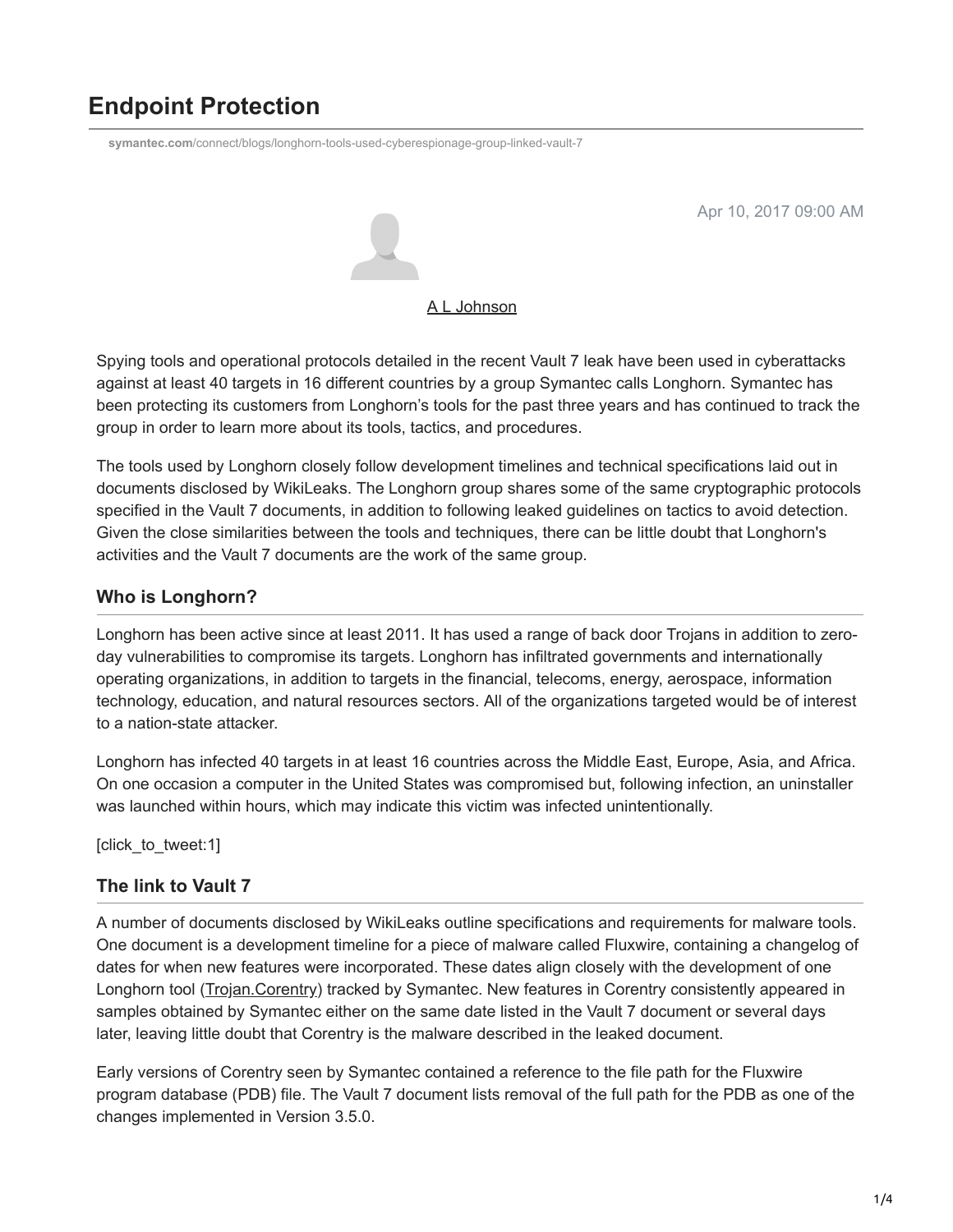# Endpoint Protection

symantec.com/connect/blogs/longhorn-tools-used-cyberespionage-group-linked-vault-7

Apr 10, 2017 09:00 AM

A L Johnson

Spying tools and operational protocols detailed in the recent Vault 7 leak have been used in cyberattacks against at least 40 targets in 16 different countries by a group Symantec calls Longhorn. Symantec has been protecting its customers from Longhorn's tools for the past three years and has continued to track the group in order to learn more about its tools, tactics, and procedures.

The tools used by Longhorn closely follow development timelines and technical specifications laid out in documents disclosed by WikiLeaks. The Longhorn group shares some of the same cryptographic protocols specified in the Vault 7 documents, in addition to following leaked guidelines on tactics to avoid detection. Given the close similarities between the tools and techniques, there can be little doubt that Longhorn's activities and the Vault 7 documents are the work of the same group.

## Who is Longhorn?

Longhorn has been active since at least 2011. It has used a range of back door Trojans in addition to zero-day vulnerabilities to compromise its targets. Longhorn has infiltrated governments and internationally operating organizations, in addition to targets in the financial, telecoms, energy, aerospace, information technology, education, and natural resources sectors. All of the organizations targeted would be of interest to a nation-state attacker.

Longhorn has infected 40 targets in at least 16 countries across the Middle East, Europe, Asia, and Africa. On one occasion a computer in the United States was compromised but, following infection, an uninstaller was launched within hours, which may indicate this victim was infected unintentionally.

[click_to_tweet:1]

## The link to Vault 7

A number of documents disclosed by WikiLeaks outline specifications and requirements for malware tools. One document is a development timeline for a piece of malware called Fluxwire, containing a changelog of dates for when new features were incorporated. These dates align closely with the development of one Longhorn tool (Trojan.Corentry) tracked by Symantec. New features in Corentry consistently appeared in samples obtained by Symantec either on the same date listed in the Vault 7 document or several days later, leaving little doubt that Corentry is the malware described in the leaked document.

Early versions of Corentry seen by Symantec contained a reference to the file path for the Fluxwire program database (PDB) file. The Vault 7 document lists removal of the full path for the PDB as one of the changes implemented in Version 3.5.0.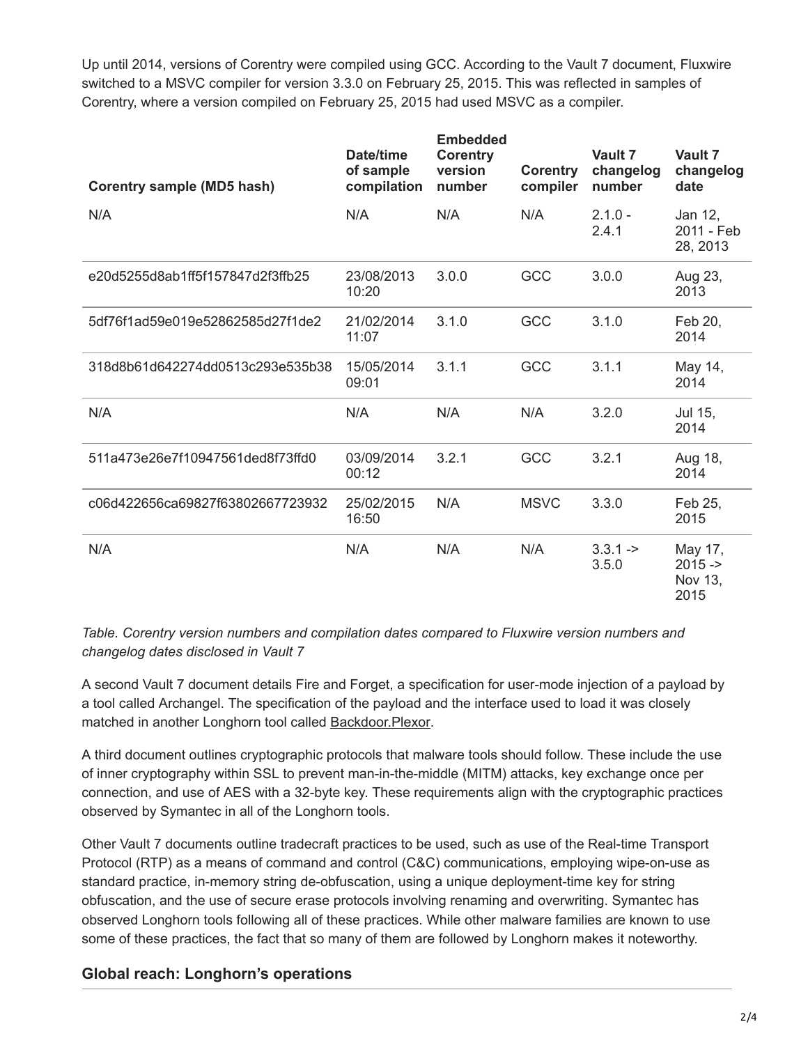Up until 2014, versions of Corentry were compiled using GCC. According to the Vault 7 document, Fluxwire switched to a MSVC compiler for version 3.3.0 on February 25, 2015. This was reflected in samples of Corentry, where a version compiled on February 25, 2015 had used MSVC as a compiler.

| Corentry sample (MD5 hash) | Date/time of sample compilation | Embedded Corentry version number | Corentry compiler | Vault 7 changelog number | Vault 7 changelog date |
|---|---|---|---|---|---|
| N/A | N/A | N/A | N/A | 2.1.0 - 2.4.1 | Jan 12, 2011 - Feb 28, 2013 |
| e20d5255d8ab1ff5f157847d2f3ffb25 | 23/08/2013 10:20 | 3.0.0 | GCC | 3.0.0 | Aug 23, 2013 |
| 5df76f1ad59e019e52862585d27f1de2 | 21/02/2014 11:07 | 3.1.0 | GCC | 3.1.0 | Feb 20, 2014 |
| 318d8b61d642274dd0513c293e535b38 | 15/05/2014 09:01 | 3.1.1 | GCC | 3.1.1 | May 14, 2014 |
| N/A | N/A | N/A | N/A | 3.2.0 | Jul 15, 2014 |
| 511a473e26e7f10947561ded8f73ffd0 | 03/09/2014 00:12 | 3.2.1 | GCC | 3.2.1 | Aug 18, 2014 |
| c06d422656ca69827f63802667723932 | 25/02/2015 16:50 | N/A | MSVC | 3.3.0 | Feb 25, 2015 |
| N/A | N/A | N/A | N/A | 3.3.1 -> 3.5.0 | May 17, 2015 -> Nov 13, 2015 |

*Table. Corentry version numbers and compilation dates compared to Fluxwire version numbers and changelog dates disclosed in Vault 7*

A second Vault 7 document details Fire and Forget, a specification for user-mode injection of a payload by a tool called Archangel. The specification of the payload and the interface used to load it was closely matched in another Longhorn tool called Backdoor.Plexor.

A third document outlines cryptographic protocols that malware tools should follow. These include the use of inner cryptography within SSL to prevent man-in-the-middle (MITM) attacks, key exchange once per connection, and use of AES with a 32-byte key. These requirements align with the cryptographic practices observed by Symantec in all of the Longhorn tools.

Other Vault 7 documents outline tradecraft practices to be used, such as use of the Real-time Transport Protocol (RTP) as a means of command and control (C&C) communications, employing wipe-on-use as standard practice, in-memory string de-obfuscation, using a unique deployment-time key for string obfuscation, and the use of secure erase protocols involving renaming and overwriting. Symantec has observed Longhorn tools following all of these practices. While other malware families are known to use some of these practices, the fact that so many of them are followed by Longhorn makes it noteworthy.

## Global reach: Longhorn's operations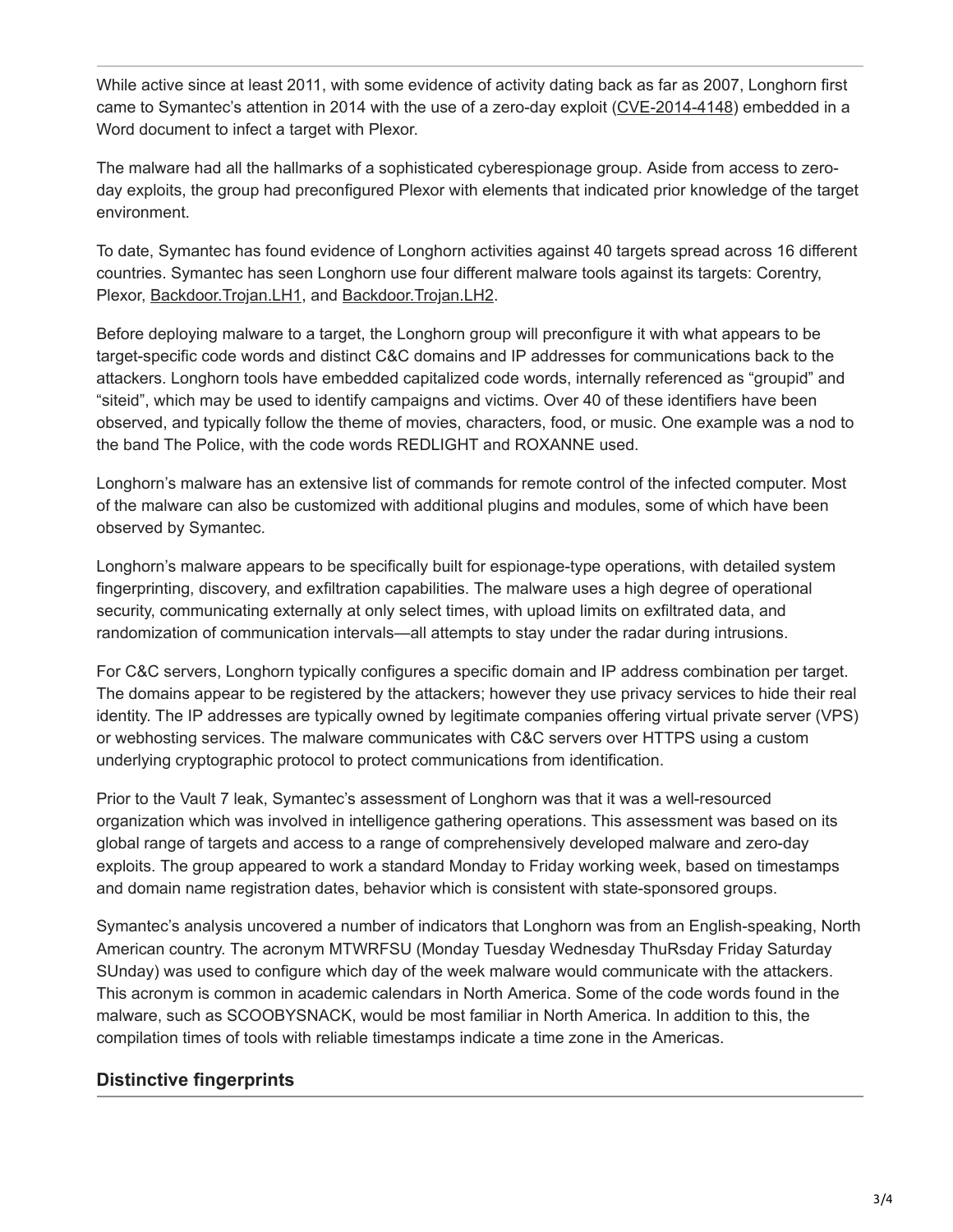While active since at least 2011, with some evidence of activity dating back as far as 2007, Longhorn first came to Symantec's attention in 2014 with the use of a zero-day exploit (CVE-2014-4148) embedded in a Word document to infect a target with Plexor.

The malware had all the hallmarks of a sophisticated cyberespionage group. Aside from access to zero-day exploits, the group had preconfigured Plexor with elements that indicated prior knowledge of the target environment.

To date, Symantec has found evidence of Longhorn activities against 40 targets spread across 16 different countries. Symantec has seen Longhorn use four different malware tools against its targets: Corentry, Plexor, Backdoor.Trojan.LH1, and Backdoor.Trojan.LH2.

Before deploying malware to a target, the Longhorn group will preconfigure it with what appears to be target-specific code words and distinct C&C domains and IP addresses for communications back to the attackers. Longhorn tools have embedded capitalized code words, internally referenced as "groupid" and "siteid", which may be used to identify campaigns and victims. Over 40 of these identifiers have been observed, and typically follow the theme of movies, characters, food, or music. One example was a nod to the band The Police, with the code words REDLIGHT and ROXANNE used.

Longhorn's malware has an extensive list of commands for remote control of the infected computer. Most of the malware can also be customized with additional plugins and modules, some of which have been observed by Symantec.

Longhorn's malware appears to be specifically built for espionage-type operations, with detailed system fingerprinting, discovery, and exfiltration capabilities. The malware uses a high degree of operational security, communicating externally at only select times, with upload limits on exfiltrated data, and randomization of communication intervals—all attempts to stay under the radar during intrusions.

For C&C servers, Longhorn typically configures a specific domain and IP address combination per target. The domains appear to be registered by the attackers; however they use privacy services to hide their real identity. The IP addresses are typically owned by legitimate companies offering virtual private server (VPS) or webhosting services. The malware communicates with C&C servers over HTTPS using a custom underlying cryptographic protocol to protect communications from identification.

Prior to the Vault 7 leak, Symantec's assessment of Longhorn was that it was a well-resourced organization which was involved in intelligence gathering operations. This assessment was based on its global range of targets and access to a range of comprehensively developed malware and zero-day exploits. The group appeared to work a standard Monday to Friday working week, based on timestamps and domain name registration dates, behavior which is consistent with state-sponsored groups.

Symantec's analysis uncovered a number of indicators that Longhorn was from an English-speaking, North American country. The acronym MTWRFSU (Monday Tuesday Wednesday ThuRsday Friday Saturday SUnday) was used to configure which day of the week malware would communicate with the attackers. This acronym is common in academic calendars in North America. Some of the code words found in the malware, such as SCOOBYSNACK, would be most familiar in North America. In addition to this, the compilation times of tools with reliable timestamps indicate a time zone in the Americas.

## Distinctive fingerprints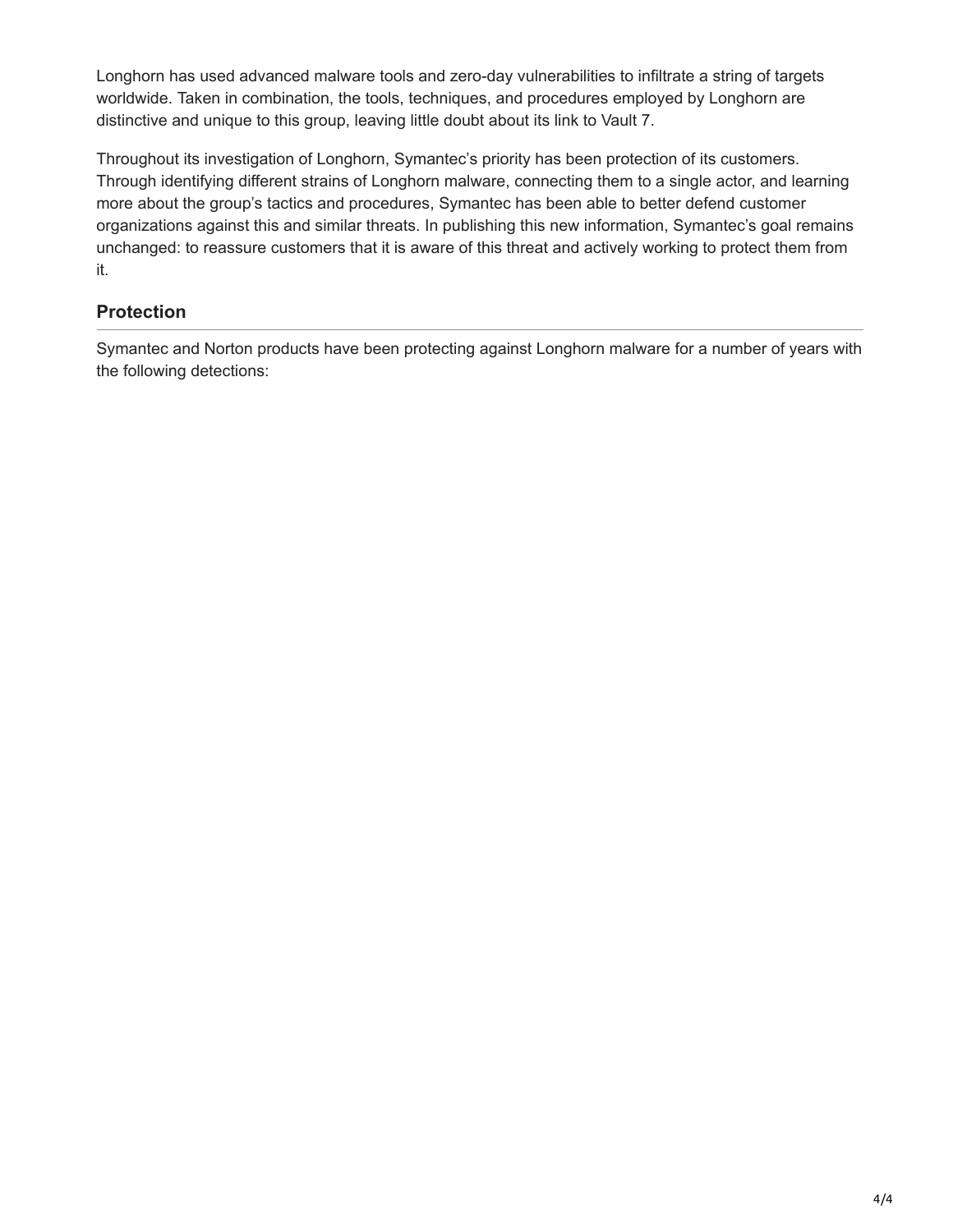Longhorn has used advanced malware tools and zero-day vulnerabilities to infiltrate a string of targets worldwide. Taken in combination, the tools, techniques, and procedures employed by Longhorn are distinctive and unique to this group, leaving little doubt about its link to Vault 7.

Throughout its investigation of Longhorn, Symantec's priority has been protection of its customers. Through identifying different strains of Longhorn malware, connecting them to a single actor, and learning more about the group's tactics and procedures, Symantec has been able to better defend customer organizations against this and similar threats. In publishing this new information, Symantec's goal remains unchanged: to reassure customers that it is aware of this threat and actively working to protect them from it.

## Protection

Symantec and Norton products have been protecting against Longhorn malware for a number of years with the following detections: